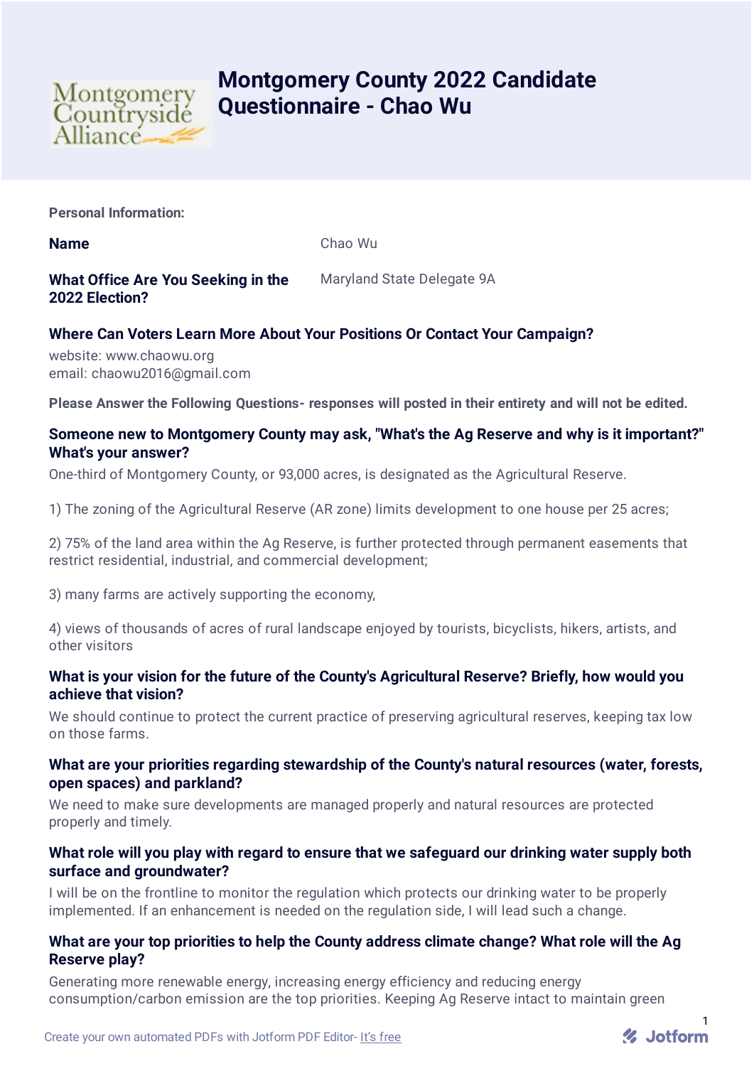# Montgomery County 2022 Candidate Questionnaire - Chao Wu

**Personal Information:**

**Name**

Chao Wu

**What Office Are You Seeking in the 2022 Election?**

Maryland State Delegate 9A

**Where Can Voters Learn More About Your Positions Or Contact Your Campaign?**

website: www.chaowu.org
email: chaowu2016@gmail.com

**Please Answer the Following Questions- responses will posted in their entirety and will not be edited.**

**Someone new to Montgomery County may ask, "What's the Ag Reserve and why is it important?" What's your answer?**

One-third of Montgomery County, or 93,000 acres, is designated as the Agricultural Reserve.

1) The zoning of the Agricultural Reserve (AR zone) limits development to one house per 25 acres;

2) 75% of the land area within the Ag Reserve, is further protected through permanent easements that restrict residential, industrial, and commercial development;

3) many farms are actively supporting the economy,

4) views of thousands of acres of rural landscape enjoyed by tourists, bicyclists, hikers, artists, and other visitors

**What is your vision for the future of the County's Agricultural Reserve? Briefly, how would you achieve that vision?**

We should continue to protect the current practice of preserving agricultural reserves, keeping tax low on those farms.

**What are your priorities regarding stewardship of the County's natural resources (water, forests, open spaces) and parkland?**

We need to make sure developments are managed properly and natural resources are protected properly and timely.

**What role will you play with regard to ensure that we safeguard our drinking water supply both surface and groundwater?**

I will be on the frontline to monitor the regulation which protects our drinking water to be properly implemented. If an enhancement is needed on the regulation side, I will lead such a change.

**What are your top priorities to help the County address climate change? What role will the Ag Reserve play?**

Generating more renewable energy, increasing energy efficiency and reducing energy consumption/carbon emission are the top priorities. Keeping Ag Reserve intact to maintain green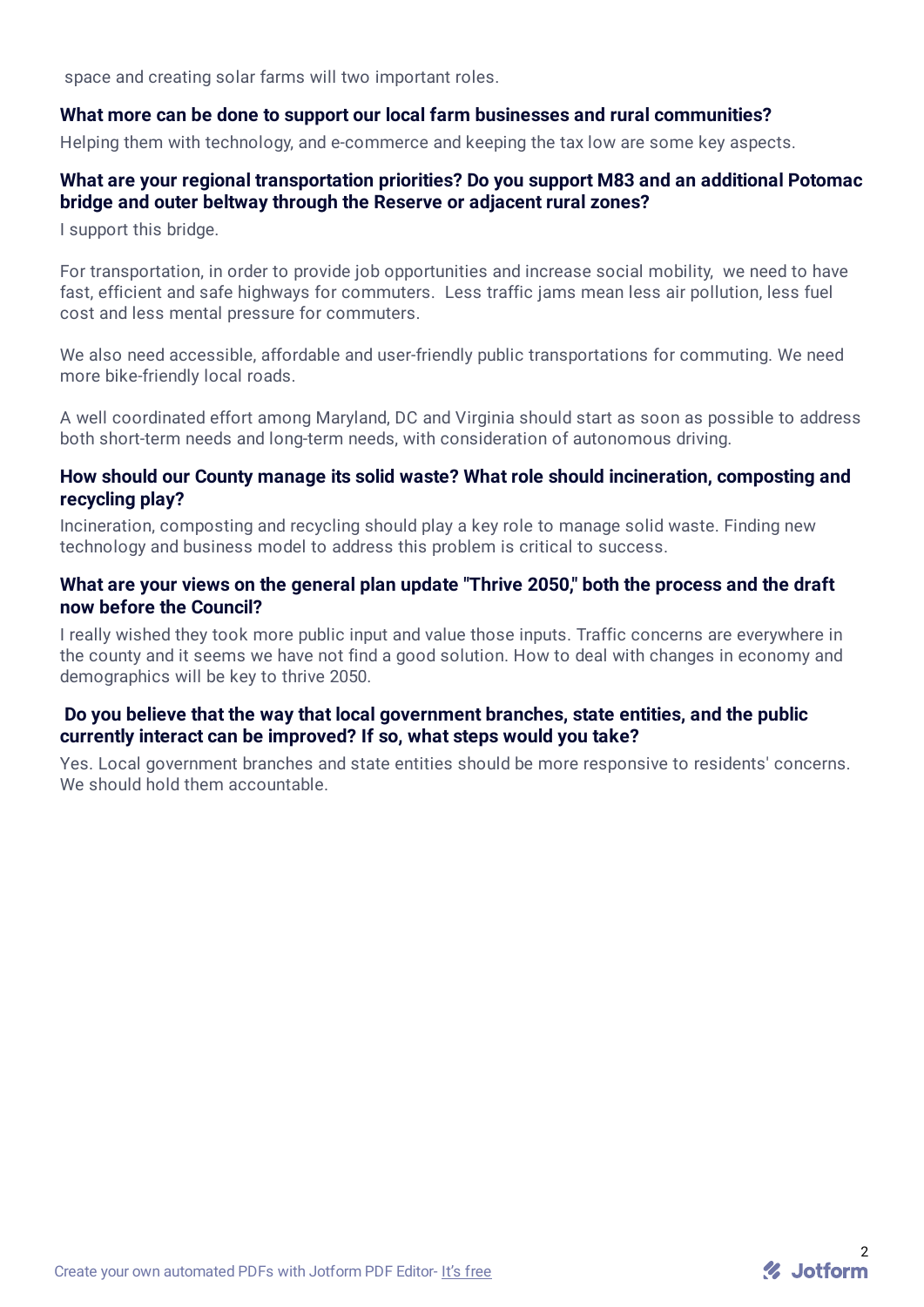space and creating solar farms will two important roles.

**What more can be done to support our local farm businesses and rural communities?**

Helping them with technology, and e-commerce and keeping the tax low are some key aspects.

**What are your regional transportation priorities? Do you support M83 and an additional Potomac bridge and outer beltway through the Reserve or adjacent rural zones?**

I support this bridge.

For transportation, in order to provide job opportunities and increase social mobility, we need to have fast, efficient and safe highways for commuters. Less traffic jams mean less air pollution, less fuel cost and less mental pressure for commuters.

We also need accessible, affordable and user-friendly public transportations for commuting. We need more bike-friendly local roads.

A well coordinated effort among Maryland, DC and Virginia should start as soon as possible to address both short-term needs and long-term needs, with consideration of autonomous driving.

**How should our County manage its solid waste? What role should incineration, composting and recycling play?**

Incineration, composting and recycling should play a key role to manage solid waste. Finding new technology and business model to address this problem is critical to success.

**What are your views on the general plan update "Thrive 2050," both the process and the draft now before the Council?**

I really wished they took more public input and value those inputs. Traffic concerns are everywhere in the county and it seems we have not find a good solution. How to deal with changes in economy and demographics will be key to thrive 2050.

**Do you believe that the way that local government branches, state entities, and the public currently interact can be improved? If so, what steps would you take?**

Yes. Local government branches and state entities should be more responsive to residents' concerns. We should hold them accountable.